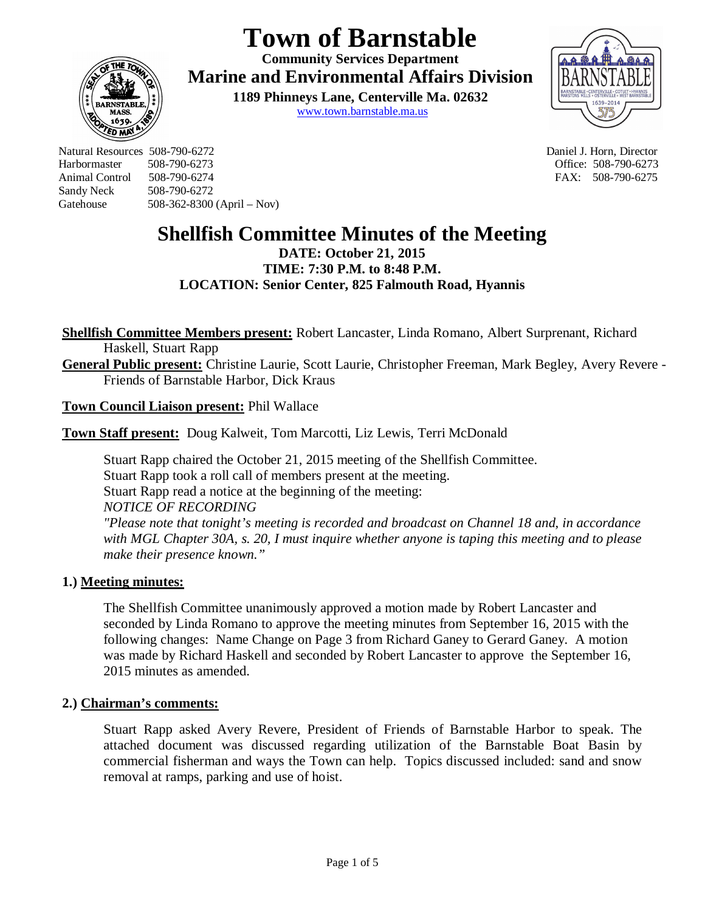# Town of Barnstable

**Community Services Department**

**Marine and Environmental Affairs Division**

**1189 Phinneys Lane, Centerville Ma. 02632**

www.town.barnstable.ma.us

Natural Resources 508-790-6272
Harbormaster 508-790-6273
Animal Control 508-790-6274
Sandy Neck 508-790-6272
Gatehouse 508-362-8300 (April – Nov)

Daniel J. Horn, Director
Office: 508-790-6273
FAX: 508-790-6275

## Shellfish Committee Minutes of the Meeting

**DATE: October 21, 2015**
**TIME: 7:30 P.M. to 8:48 P.M.**
**LOCATION: Senior Center, 825 Falmouth Road, Hyannis**

**Shellfish Committee Members present:** Robert Lancaster, Linda Romano, Albert Surprenant, Richard Haskell, Stuart Rapp

**General Public present:** Christine Laurie, Scott Laurie, Christopher Freeman, Mark Begley, Avery Revere - Friends of Barnstable Harbor, Dick Kraus

**Town Council Liaison present:** Phil Wallace

**Town Staff present:** Doug Kalweit, Tom Marcotti, Liz Lewis, Terri McDonald

Stuart Rapp chaired the October 21, 2015 meeting of the Shellfish Committee.
Stuart Rapp took a roll call of members present at the meeting.
Stuart Rapp read a notice at the beginning of the meeting:
*NOTICE OF RECORDING*
*"Please note that tonight's meeting is recorded and broadcast on Channel 18 and, in accordance with MGL Chapter 30A, s. 20, I must inquire whether anyone is taping this meeting and to please make their presence known."*

### 1.) Meeting minutes:

The Shellfish Committee unanimously approved a motion made by Robert Lancaster and seconded by Linda Romano to approve the meeting minutes from September 16, 2015 with the following changes: Name Change on Page 3 from Richard Ganey to Gerard Ganey. A motion was made by Richard Haskell and seconded by Robert Lancaster to approve the September 16, 2015 minutes as amended.

### 2.) Chairman's comments:

Stuart Rapp asked Avery Revere, President of Friends of Barnstable Harbor to speak. The attached document was discussed regarding utilization of the Barnstable Boat Basin by commercial fisherman and ways the Town can help. Topics discussed included: sand and snow removal at ramps, parking and use of hoist.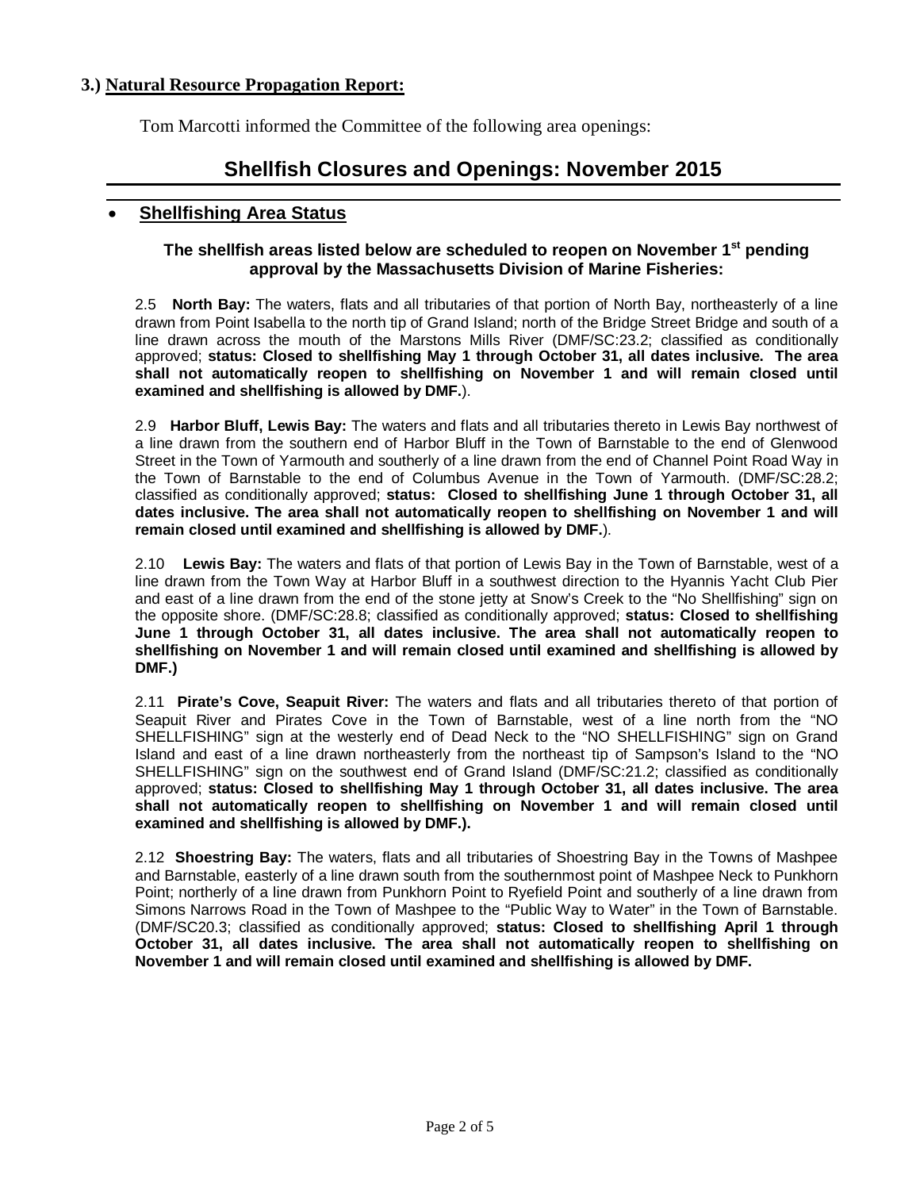## 3.) Natural Resource Propagation Report:

Tom Marcotti informed the Committee of the following area openings:

# Shellfish Closures and Openings: November 2015

- **Shellfishing Area Status**

**The shellfish areas listed below are scheduled to reopen on November 1st pending approval by the Massachusetts Division of Marine Fisheries:**

2.5 **North Bay:** The waters, flats and all tributaries of that portion of North Bay, northeasterly of a line drawn from Point Isabella to the north tip of Grand Island; north of the Bridge Street Bridge and south of a line drawn across the mouth of the Marstons Mills River (DMF/SC:23.2; classified as conditionally approved; **status: Closed to shellfishing May 1 through October 31, all dates inclusive. The area shall not automatically reopen to shellfishing on November 1 and will remain closed until examined and shellfishing is allowed by DMF.**).

2.9 **Harbor Bluff, Lewis Bay:** The waters and flats and all tributaries thereto in Lewis Bay northwest of a line drawn from the southern end of Harbor Bluff in the Town of Barnstable to the end of Glenwood Street in the Town of Yarmouth and southerly of a line drawn from the end of Channel Point Road Way in the Town of Barnstable to the end of Columbus Avenue in the Town of Yarmouth. (DMF/SC:28.2; classified as conditionally approved; **status: Closed to shellfishing June 1 through October 31, all dates inclusive. The area shall not automatically reopen to shellfishing on November 1 and will remain closed until examined and shellfishing is allowed by DMF.**).

2.10 **Lewis Bay:** The waters and flats of that portion of Lewis Bay in the Town of Barnstable, west of a line drawn from the Town Way at Harbor Bluff in a southwest direction to the Hyannis Yacht Club Pier and east of a line drawn from the end of the stone jetty at Snow's Creek to the "No Shellfishing" sign on the opposite shore. (DMF/SC:28.8; classified as conditionally approved; **status: Closed to shellfishing June 1 through October 31, all dates inclusive. The area shall not automatically reopen to shellfishing on November 1 and will remain closed until examined and shellfishing is allowed by DMF.)**

2.11 **Pirate's Cove, Seapuit River:** The waters and flats and all tributaries thereto of that portion of Seapuit River and Pirates Cove in the Town of Barnstable, west of a line north from the "NO SHELLFISHING" sign at the westerly end of Dead Neck to the "NO SHELLFISHING" sign on Grand Island and east of a line drawn northeasterly from the northeast tip of Sampson's Island to the "NO SHELLFISHING" sign on the southwest end of Grand Island (DMF/SC:21.2; classified as conditionally approved; **status: Closed to shellfishing May 1 through October 31, all dates inclusive. The area shall not automatically reopen to shellfishing on November 1 and will remain closed until examined and shellfishing is allowed by DMF.).**

2.12 **Shoestring Bay:** The waters, flats and all tributaries of Shoestring Bay in the Towns of Mashpee and Barnstable, easterly of a line drawn south from the southernmost point of Mashpee Neck to Punkhorn Point; northerly of a line drawn from Punkhorn Point to Ryefield Point and southerly of a line drawn from Simons Narrows Road in the Town of Mashpee to the "Public Way to Water" in the Town of Barnstable. (DMF/SC20.3; classified as conditionally approved; **status: Closed to shellfishing April 1 through October 31, all dates inclusive. The area shall not automatically reopen to shellfishing on November 1 and will remain closed until examined and shellfishing is allowed by DMF.**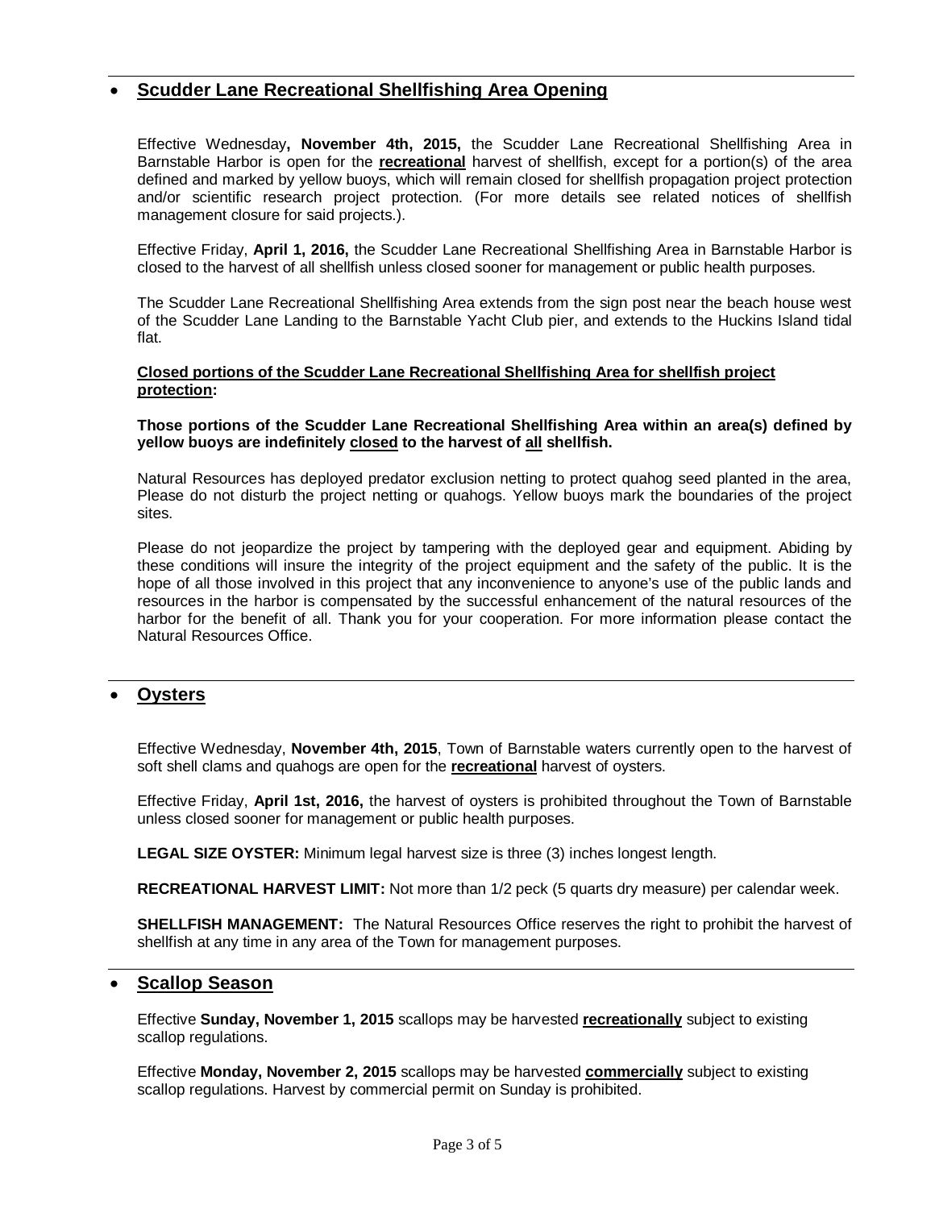- **Scudder Lane Recreational Shellfishing Area Opening**

Effective Wednesday**, November 4th, 2015,** the Scudder Lane Recreational Shellfishing Area in Barnstable Harbor is open for the **recreational** harvest of shellfish, except for a portion(s) of the area defined and marked by yellow buoys, which will remain closed for shellfish propagation project protection and/or scientific research project protection. (For more details see related notices of shellfish management closure for said projects.).

Effective Friday, **April 1, 2016,** the Scudder Lane Recreational Shellfishing Area in Barnstable Harbor is closed to the harvest of all shellfish unless closed sooner for management or public health purposes.

The Scudder Lane Recreational Shellfishing Area extends from the sign post near the beach house west of the Scudder Lane Landing to the Barnstable Yacht Club pier, and extends to the Huckins Island tidal flat.

**Closed portions of the Scudder Lane Recreational Shellfishing Area for shellfish project protection:**

**Those portions of the Scudder Lane Recreational Shellfishing Area within an area(s) defined by yellow buoys are indefinitely closed to the harvest of all shellfish.**

Natural Resources has deployed predator exclusion netting to protect quahog seed planted in the area, Please do not disturb the project netting or quahogs. Yellow buoys mark the boundaries of the project sites.

Please do not jeopardize the project by tampering with the deployed gear and equipment. Abiding by these conditions will insure the integrity of the project equipment and the safety of the public. It is the hope of all those involved in this project that any inconvenience to anyone's use of the public lands and resources in the harbor is compensated by the successful enhancement of the natural resources of the harbor for the benefit of all. Thank you for your cooperation. For more information please contact the Natural Resources Office.

- **Oysters**

Effective Wednesday, **November 4th, 2015**, Town of Barnstable waters currently open to the harvest of soft shell clams and quahogs are open for the **recreational** harvest of oysters.

Effective Friday, **April 1st, 2016,** the harvest of oysters is prohibited throughout the Town of Barnstable unless closed sooner for management or public health purposes.

**LEGAL SIZE OYSTER:** Minimum legal harvest size is three (3) inches longest length.

**RECREATIONAL HARVEST LIMIT:** Not more than 1/2 peck (5 quarts dry measure) per calendar week.

**SHELLFISH MANAGEMENT:** The Natural Resources Office reserves the right to prohibit the harvest of shellfish at any time in any area of the Town for management purposes.

- **Scallop Season**

Effective **Sunday, November 1, 2015** scallops may be harvested **recreationally** subject to existing scallop regulations.

Effective **Monday, November 2, 2015** scallops may be harvested **commercially** subject to existing scallop regulations. Harvest by commercial permit on Sunday is prohibited.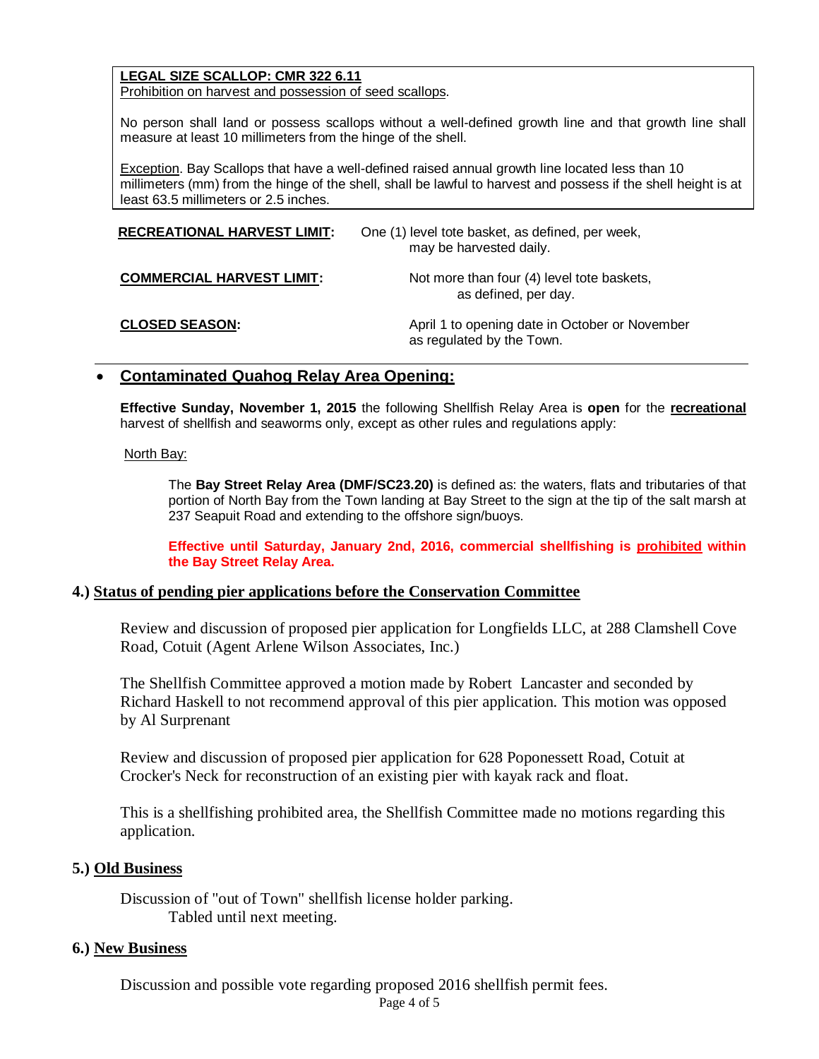**LEGAL SIZE SCALLOP: CMR 322 6.11**
Prohibition on harvest and possession of seed scallops.

No person shall land or possess scallops without a well-defined growth line and that growth line shall measure at least 10 millimeters from the hinge of the shell.

Exception. Bay Scallops that have a well-defined raised annual growth line located less than 10 millimeters (mm) from the hinge of the shell, shall be lawful to harvest and possess if the shell height is at least 63.5 millimeters or 2.5 inches.

**RECREATIONAL HARVEST LIMIT:** One (1) level tote basket, as defined, per week, may be harvested daily.

**COMMERCIAL HARVEST LIMIT:** Not more than four (4) level tote baskets, as defined, per day.

**CLOSED SEASON:** April 1 to opening date in October or November as regulated by the Town.

---

- **Contaminated Quahog Relay Area Opening:**

**Effective Sunday, November 1, 2015** the following Shellfish Relay Area is **open** for the **recreational** harvest of shellfish and seaworms only, except as other rules and regulations apply:

North Bay:

The **Bay Street Relay Area (DMF/SC23.20)** is defined as: the waters, flats and tributaries of that portion of North Bay from the Town landing at Bay Street to the sign at the tip of the salt marsh at 237 Seapuit Road and extending to the offshore sign/buoys.

**Effective until Saturday, January 2nd, 2016, commercial shellfishing is prohibited within the Bay Street Relay Area.**

## 4.) Status of pending pier applications before the Conservation Committee

Review and discussion of proposed pier application for Longfields LLC, at 288 Clamshell Cove Road, Cotuit (Agent Arlene Wilson Associates, Inc.)

The Shellfish Committee approved a motion made by Robert Lancaster and seconded by Richard Haskell to not recommend approval of this pier application. This motion was opposed by Al Surprenant

Review and discussion of proposed pier application for 628 Poponessett Road, Cotuit at Crocker's Neck for reconstruction of an existing pier with kayak rack and float.

This is a shellfishing prohibited area, the Shellfish Committee made no motions regarding this application.

## 5.) Old Business

Discussion of "out of Town" shellfish license holder parking.
Tabled until next meeting.

## 6.) New Business

Discussion and possible vote regarding proposed 2016 shellfish permit fees.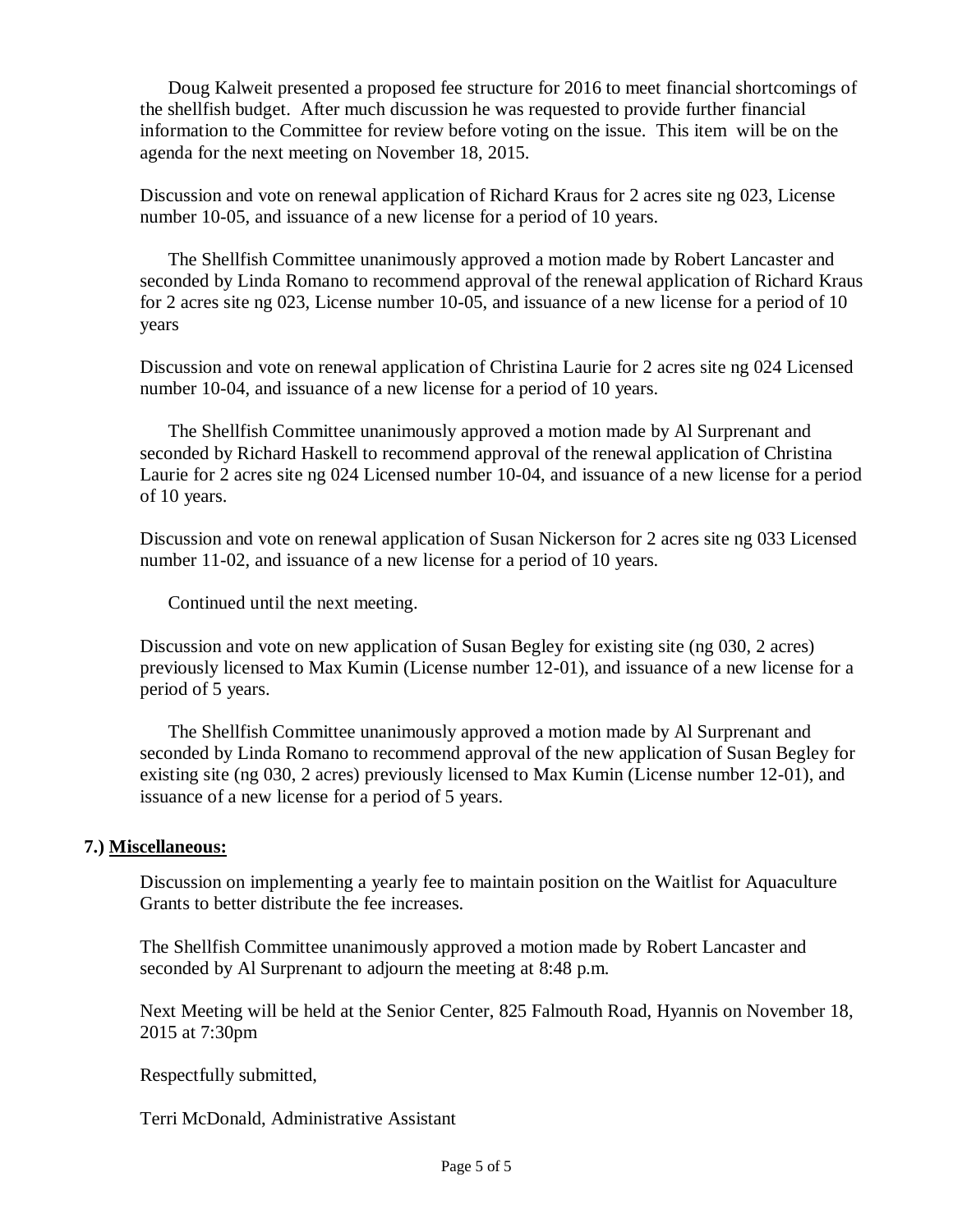Doug Kalweit presented a proposed fee structure for 2016 to meet financial shortcomings of the shellfish budget. After much discussion he was requested to provide further financial information to the Committee for review before voting on the issue. This item will be on the agenda for the next meeting on November 18, 2015.

Discussion and vote on renewal application of Richard Kraus for 2 acres site ng 023, License number 10-05, and issuance of a new license for a period of 10 years.

The Shellfish Committee unanimously approved a motion made by Robert Lancaster and seconded by Linda Romano to recommend approval of the renewal application of Richard Kraus for 2 acres site ng 023, License number 10-05, and issuance of a new license for a period of 10 years

Discussion and vote on renewal application of Christina Laurie for 2 acres site ng 024 Licensed number 10-04, and issuance of a new license for a period of 10 years.

The Shellfish Committee unanimously approved a motion made by Al Surprenant and seconded by Richard Haskell to recommend approval of the renewal application of Christina Laurie for 2 acres site ng 024 Licensed number 10-04, and issuance of a new license for a period of 10 years.

Discussion and vote on renewal application of Susan Nickerson for 2 acres site ng 033 Licensed number 11-02, and issuance of a new license for a period of 10 years.

Continued until the next meeting.

Discussion and vote on new application of Susan Begley for existing site (ng 030, 2 acres) previously licensed to Max Kumin (License number 12-01), and issuance of a new license for a period of 5 years.

The Shellfish Committee unanimously approved a motion made by Al Surprenant and seconded by Linda Romano to recommend approval of the new application of Susan Begley for existing site (ng 030, 2 acres) previously licensed to Max Kumin (License number 12-01), and issuance of a new license for a period of 5 years.

**7.) Miscellaneous:**

Discussion on implementing a yearly fee to maintain position on the Waitlist for Aquaculture Grants to better distribute the fee increases.

The Shellfish Committee unanimously approved a motion made by Robert Lancaster and seconded by Al Surprenant to adjourn the meeting at 8:48 p.m.

Next Meeting will be held at the Senior Center, 825 Falmouth Road, Hyannis on November 18, 2015 at 7:30pm

Respectfully submitted,

Terri McDonald, Administrative Assistant